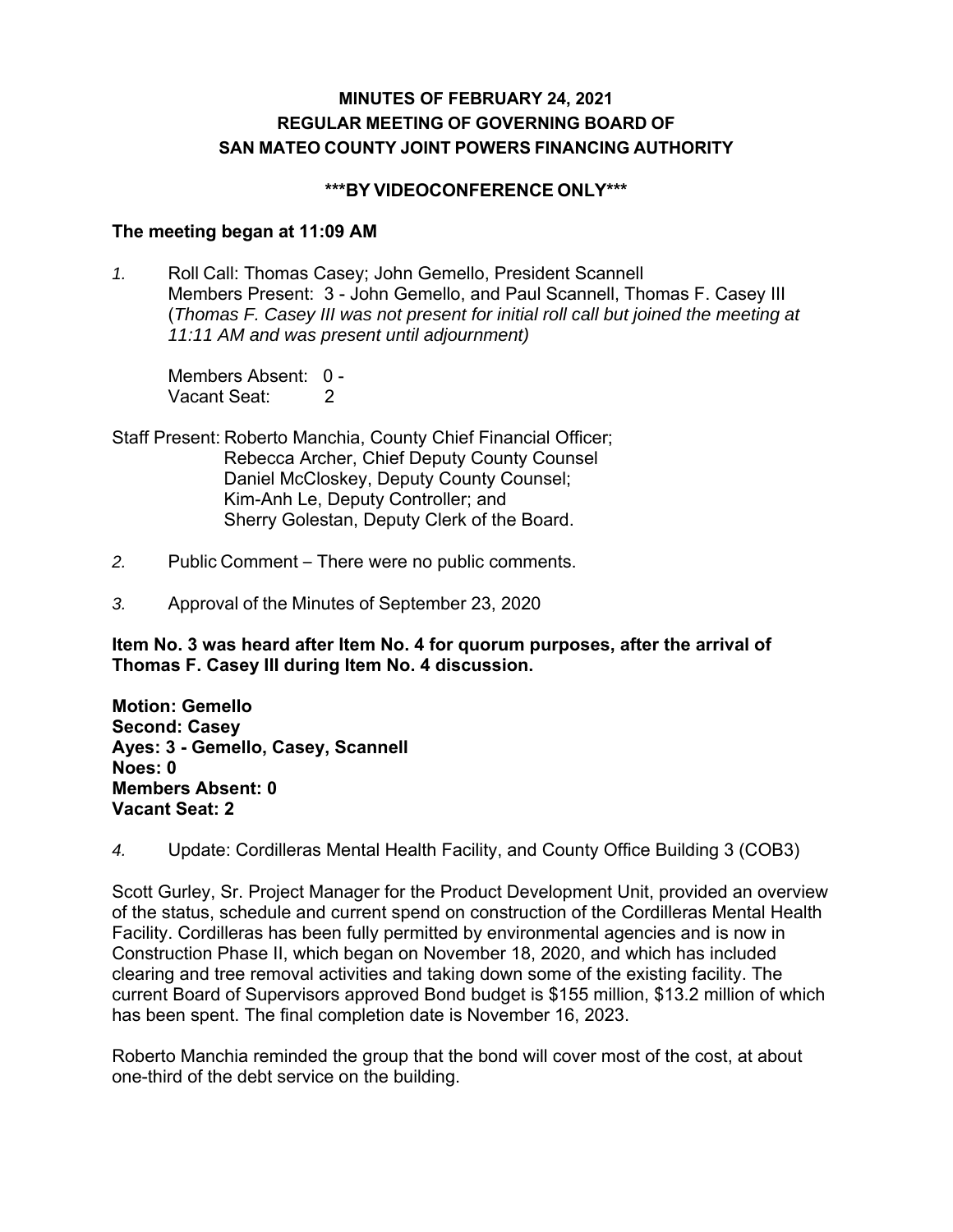**MINUTES OF FEBRUARY 24, 2021**
**REGULAR MEETING OF GOVERNING BOARD OF**
**SAN MATEO COUNTY JOINT POWERS FINANCING AUTHORITY**

**\*\*\*BY VIDEOCONFERENCE ONLY\*\*\***

**The meeting began at 11:09 AM**

*1.* Roll Call: Thomas Casey; John Gemello, President Scannell
Members Present: 3 - John Gemello, and Paul Scannell, Thomas F. Casey III (*Thomas F. Casey III was not present for initial roll call but joined the meeting at 11:11 AM and was present until adjournment)*

Members Absent: 0 -
Vacant Seat: 2

Staff Present: Roberto Manchia, County Chief Financial Officer;
Rebecca Archer, Chief Deputy County Counsel
Daniel McCloskey, Deputy County Counsel;
Kim-Anh Le, Deputy Controller; and
Sherry Golestan, Deputy Clerk of the Board.

*2.* Public Comment – There were no public comments.

*3.* Approval of the Minutes of September 23, 2020

**Item No. 3 was heard after Item No. 4 for quorum purposes, after the arrival of Thomas F. Casey III during Item No. 4 discussion.**

**Motion: Gemello**
**Second: Casey**
**Ayes: 3 - Gemello, Casey, Scannell**
**Noes: 0**
**Members Absent: 0**
**Vacant Seat: 2**

*4.* Update: Cordilleras Mental Health Facility, and County Office Building 3 (COB3)

Scott Gurley, Sr. Project Manager for the Product Development Unit, provided an overview of the status, schedule and current spend on construction of the Cordilleras Mental Health Facility. Cordilleras has been fully permitted by environmental agencies and is now in Construction Phase II, which began on November 18, 2020, and which has included clearing and tree removal activities and taking down some of the existing facility. The current Board of Supervisors approved Bond budget is $155 million, $13.2 million of which has been spent. The final completion date is November 16, 2023.

Roberto Manchia reminded the group that the bond will cover most of the cost, at about one-third of the debt service on the building.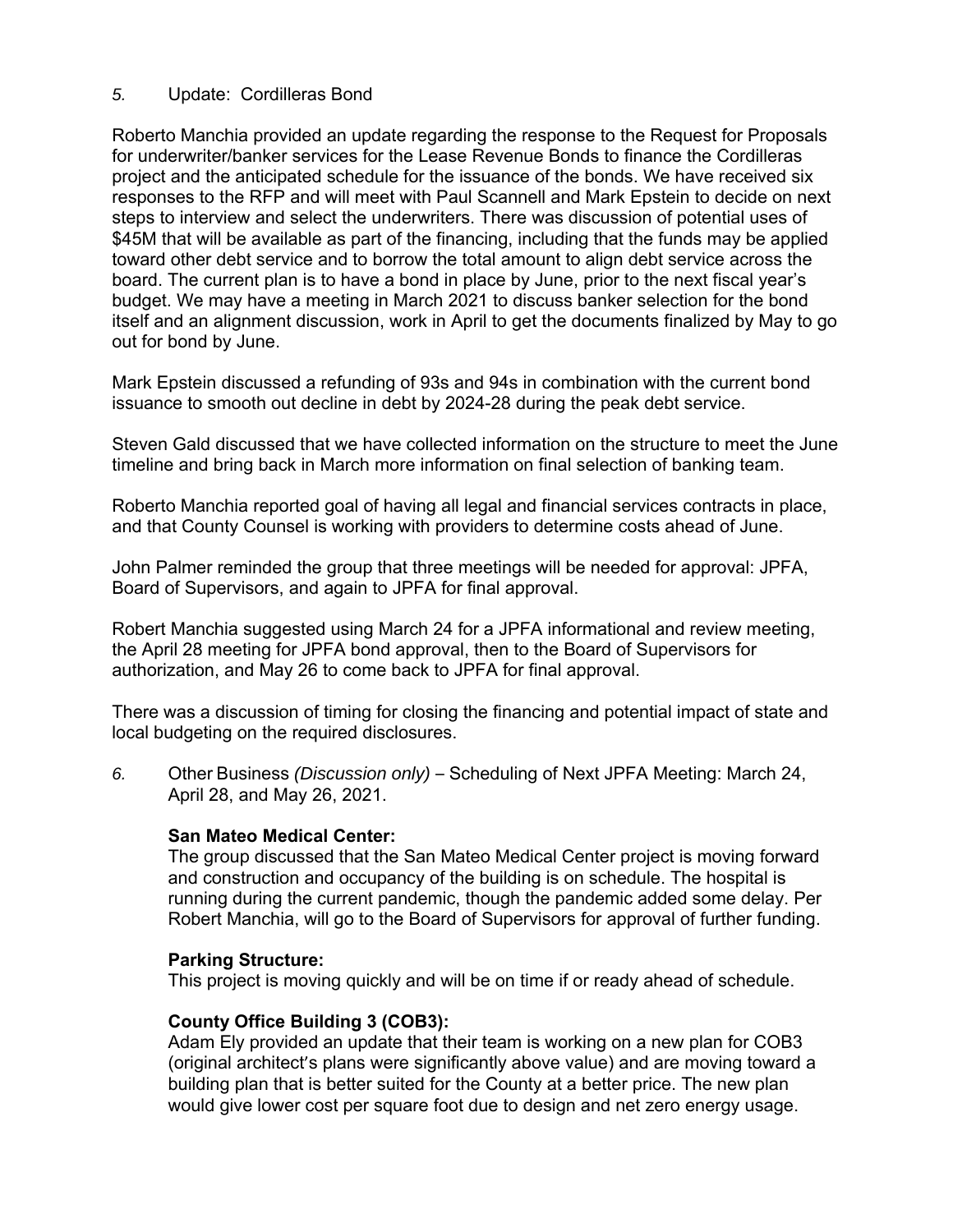*5.* Update: Cordilleras Bond

Roberto Manchia provided an update regarding the response to the Request for Proposals for underwriter/banker services for the Lease Revenue Bonds to finance the Cordilleras project and the anticipated schedule for the issuance of the bonds. We have received six responses to the RFP and will meet with Paul Scannell and Mark Epstein to decide on next steps to interview and select the underwriters. There was discussion of potential uses of $45M that will be available as part of the financing, including that the funds may be applied toward other debt service and to borrow the total amount to align debt service across the board. The current plan is to have a bond in place by June, prior to the next fiscal year's budget. We may have a meeting in March 2021 to discuss banker selection for the bond itself and an alignment discussion, work in April to get the documents finalized by May to go out for bond by June.

Mark Epstein discussed a refunding of 93s and 94s in combination with the current bond issuance to smooth out decline in debt by 2024-28 during the peak debt service.

Steven Gald discussed that we have collected information on the structure to meet the June timeline and bring back in March more information on final selection of banking team.

Roberto Manchia reported goal of having all legal and financial services contracts in place, and that County Counsel is working with providers to determine costs ahead of June.

John Palmer reminded the group that three meetings will be needed for approval: JPFA, Board of Supervisors, and again to JPFA for final approval.

Robert Manchia suggested using March 24 for a JPFA informational and review meeting, the April 28 meeting for JPFA bond approval, then to the Board of Supervisors for authorization, and May 26 to come back to JPFA for final approval.

There was a discussion of timing for closing the financing and potential impact of state and local budgeting on the required disclosures.

*6.* Other Business *(Discussion only)* – Scheduling of Next JPFA Meeting: March 24, April 28, and May 26, 2021.

**San Mateo Medical Center:**
The group discussed that the San Mateo Medical Center project is moving forward and construction and occupancy of the building is on schedule. The hospital is running during the current pandemic, though the pandemic added some delay. Per Robert Manchia, will go to the Board of Supervisors for approval of further funding.

**Parking Structure:**
This project is moving quickly and will be on time if or ready ahead of schedule.

**County Office Building 3 (COB3):**
Adam Ely provided an update that their team is working on a new plan for COB3 (original architect's plans were significantly above value) and are moving toward a building plan that is better suited for the County at a better price. The new plan would give lower cost per square foot due to design and net zero energy usage.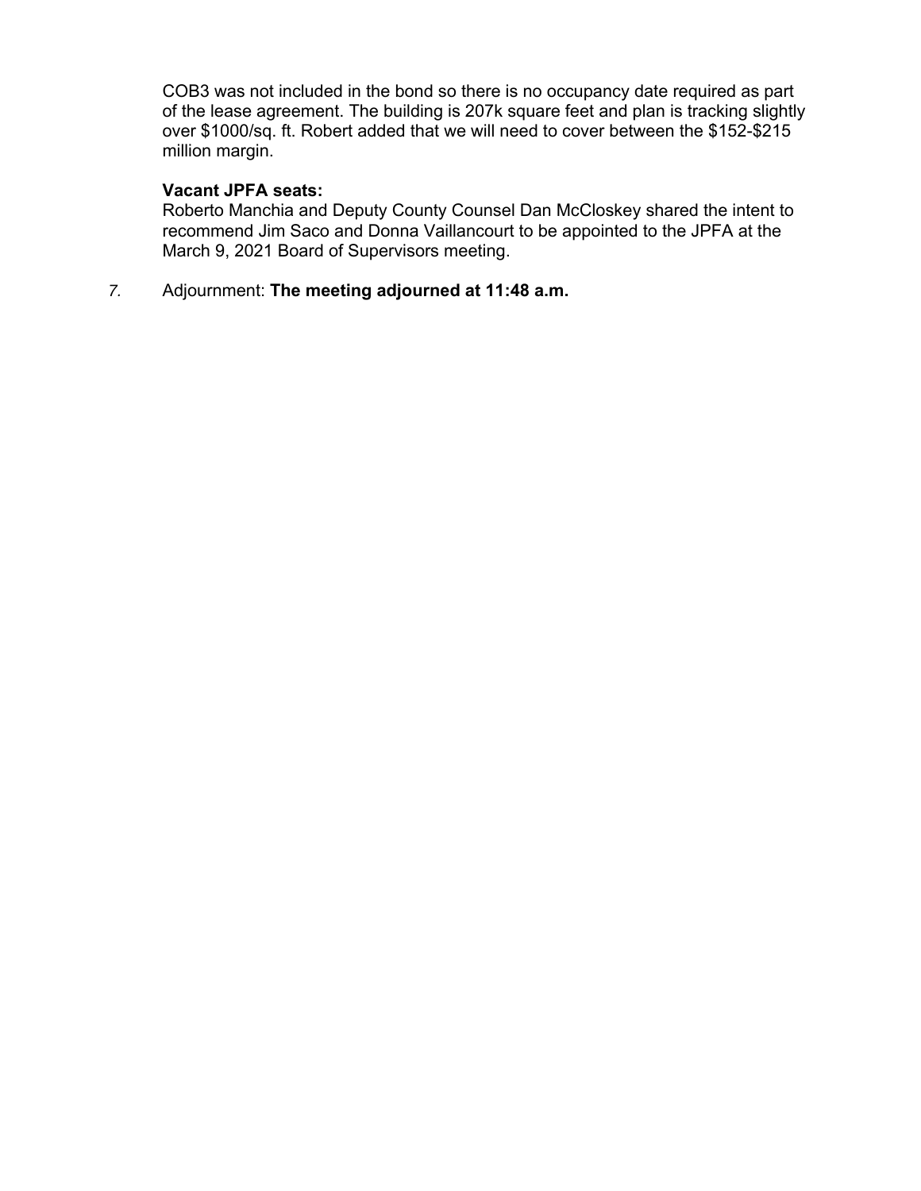COB3 was not included in the bond so there is no occupancy date required as part of the lease agreement. The building is 207k square feet and plan is tracking slightly over $1000/sq. ft. Robert added that we will need to cover between the $152-$215 million margin.

**Vacant JPFA seats:**
Roberto Manchia and Deputy County Counsel Dan McCloskey shared the intent to recommend Jim Saco and Donna Vaillancourt to be appointed to the JPFA at the March 9, 2021 Board of Supervisors meeting.

7. Adjournment: **The meeting adjourned at 11:48 a.m.**